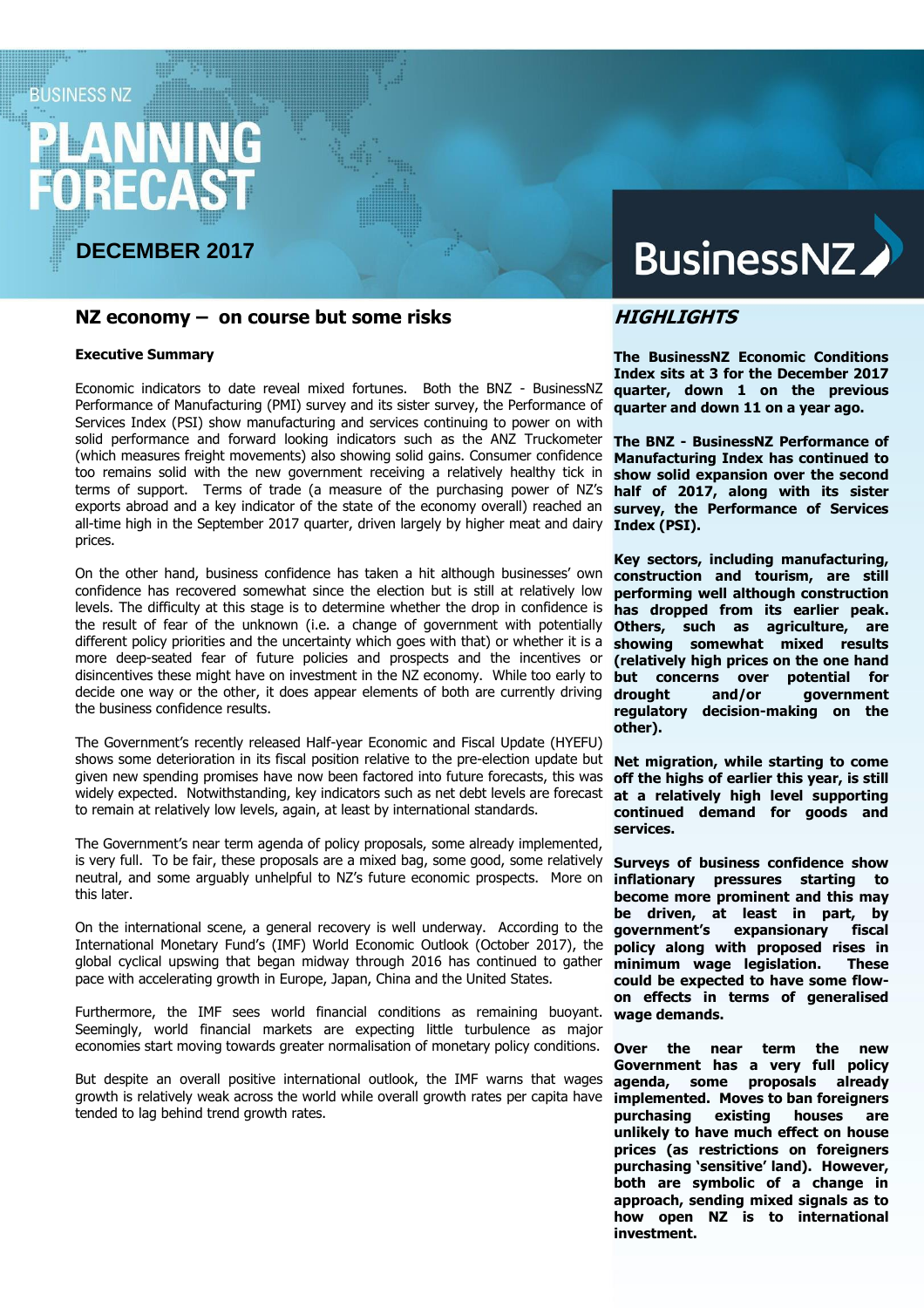BUSINESS NZ

# PLANNING FORECAST

## DECEMBER 2017

BusinessNZ

## NZ economy – on course but some risks

### Executive Summary

Economic indicators to date reveal mixed fortunes. Both the BNZ - BusinessNZ Performance of Manufacturing (PMI) survey and its sister survey, the Performance of Services Index (PSI) show manufacturing and services continuing to power on with solid performance and forward looking indicators such as the ANZ Truckometer (which measures freight movements) also showing solid gains. Consumer confidence too remains solid with the new government receiving a relatively healthy tick in terms of support. Terms of trade (a measure of the purchasing power of NZ's exports abroad and a key indicator of the state of the economy overall) reached an all-time high in the September 2017 quarter, driven largely by higher meat and dairy prices.

On the other hand, business confidence has taken a hit although businesses' own confidence has recovered somewhat since the election but is still at relatively low levels. The difficulty at this stage is to determine whether the drop in confidence is the result of fear of the unknown (i.e. a change of government with potentially different policy priorities and the uncertainty which goes with that) or whether it is a more deep-seated fear of future policies and prospects and the incentives or disincentives these might have on investment in the NZ economy. While too early to decide one way or the other, it does appear elements of both are currently driving the business confidence results.

The Government's recently released Half-year Economic and Fiscal Update (HYEFU) shows some deterioration in its fiscal position relative to the pre-election update but given new spending promises have now been factored into future forecasts, this was widely expected. Notwithstanding, key indicators such as net debt levels are forecast to remain at relatively low levels, again, at least by international standards.

The Government's near term agenda of policy proposals, some already implemented, is very full. To be fair, these proposals are a mixed bag, some good, some relatively neutral, and some arguably unhelpful to NZ's future economic prospects. More on this later.

On the international scene, a general recovery is well underway. According to the International Monetary Fund's (IMF) World Economic Outlook (October 2017), the global cyclical upswing that began midway through 2016 has continued to gather pace with accelerating growth in Europe, Japan, China and the United States.

Furthermore, the IMF sees world financial conditions as remaining buoyant. Seemingly, world financial markets are expecting little turbulence as major economies start moving towards greater normalisation of monetary policy conditions.

But despite an overall positive international outlook, the IMF warns that wages growth is relatively weak across the world while overall growth rates per capita have tended to lag behind trend growth rates.

## *HIGHLIGHTS*

**The BusinessNZ Economic Conditions Index sits at 3 for the December 2017 quarter, down 1 on the previous quarter and down 11 on a year ago.**

**The BNZ - BusinessNZ Performance of Manufacturing Index has continued to show solid expansion over the second half of 2017, along with its sister survey, the Performance of Services Index (PSI).**

**Key sectors, including manufacturing, construction and tourism, are still performing well although construction has dropped from its earlier peak. Others, such as agriculture, are showing somewhat mixed results (relatively high prices on the one hand but concerns over potential for drought and/or government regulatory decision-making on the other).**

**Net migration, while starting to come off the highs of earlier this year, is still at a relatively high level supporting continued demand for goods and services.**

**Surveys of business confidence show inflationary pressures starting to become more prominent and this may be driven, at least in part, by government's expansionary fiscal policy along with proposed rises in minimum wage legislation. These could be expected to have some flow-on effects in terms of generalised wage demands.**

**Over the near term the new Government has a very full policy agenda, some proposals already implemented. Moves to ban foreigners purchasing existing houses are unlikely to have much effect on house prices (as restrictions on foreigners purchasing 'sensitive' land). However, both are symbolic of a change in approach, sending mixed signals as to how open NZ is to international investment.**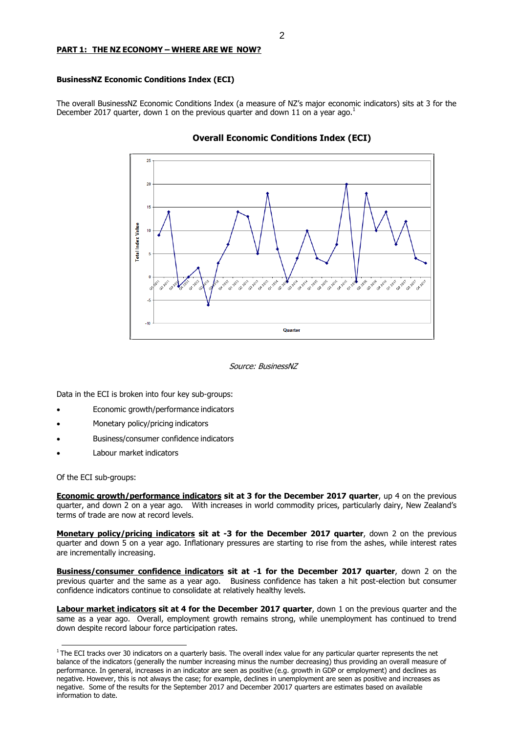**PART 1: THE NZ ECONOMY – WHERE ARE WE NOW?**

### BusinessNZ Economic Conditions Index (ECI)

The overall BusinessNZ Economic Conditions Index (a measure of NZ's major economic indicators) sits at 3 for the December 2017 quarter, down 1 on the previous quarter and down 11 on a year ago.[1]

**Overall Economic Conditions Index (ECI)**

*Source: BusinessNZ*

Data in the ECI is broken into four key sub-groups:

- Economic growth/performance indicators
- Monetary policy/pricing indicators
- Business/consumer confidence indicators
- Labour market indicators

Of the ECI sub-groups:

**<u>Economic growth/performance indicators</u> sit at 3 for the December 2017 quarter**, up 4 on the previous quarter, and down 2 on a year ago. With increases in world commodity prices, particularly dairy, New Zealand's terms of trade are now at record levels.

**<u>Monetary policy/pricing indicators</u> sit at -3 for the December 2017 quarter**, down 2 on the previous quarter and down 5 on a year ago. Inflationary pressures are starting to rise from the ashes, while interest rates are incrementally increasing.

**<u>Business/consumer confidence indicators</u> sit at -1 for the December 2017 quarter**, down 2 on the previous quarter and the same as a year ago. Business confidence has taken a hit post-election but consumer confidence indicators continue to consolidate at relatively healthy levels.

**<u>Labour market indicators</u> sit at 4 for the December 2017 quarter**, down 1 on the previous quarter and the same as a year ago. Overall, employment growth remains strong, while unemployment has continued to trend down despite record labour force participation rates.

---

[1] The ECI tracks over 30 indicators on a quarterly basis. The overall index value for any particular quarter represents the net balance of the indicators (generally the number increasing minus the number decreasing) thus providing an overall measure of performance. In general, increases in an indicator are seen as positive (e.g. growth in GDP or employment) and declines as negative. However, this is not always the case; for example, declines in unemployment are seen as positive and increases as negative. Some of the results for the September 2017 and December 20017 quarters are estimates based on available information to date.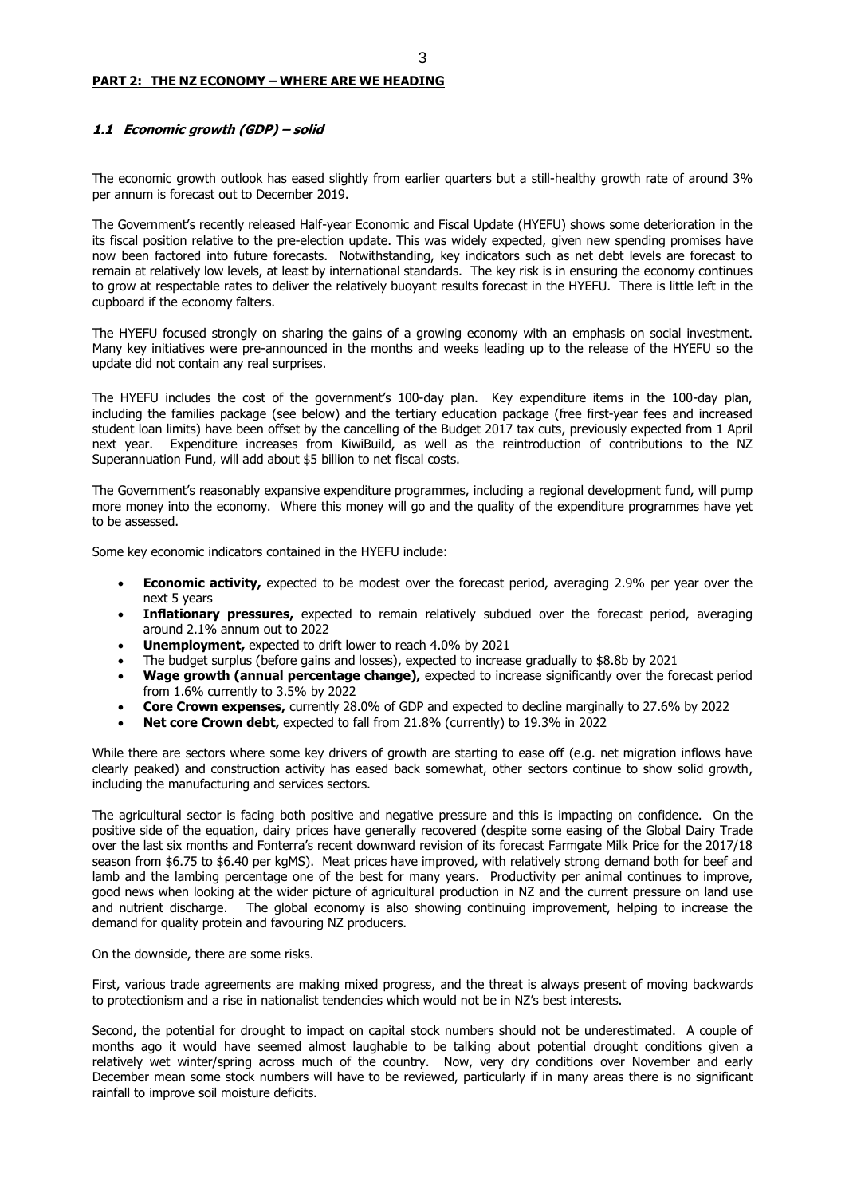## PART 2: THE NZ ECONOMY – WHERE ARE WE HEADING

### *1.1 Economic growth (GDP) – solid*

The economic growth outlook has eased slightly from earlier quarters but a still-healthy growth rate of around 3% per annum is forecast out to December 2019.

The Government's recently released Half-year Economic and Fiscal Update (HYEFU) shows some deterioration in the its fiscal position relative to the pre-election update. This was widely expected, given new spending promises have now been factored into future forecasts. Notwithstanding, key indicators such as net debt levels are forecast to remain at relatively low levels, at least by international standards. The key risk is in ensuring the economy continues to grow at respectable rates to deliver the relatively buoyant results forecast in the HYEFU. There is little left in the cupboard if the economy falters.

The HYEFU focused strongly on sharing the gains of a growing economy with an emphasis on social investment. Many key initiatives were pre-announced in the months and weeks leading up to the release of the HYEFU so the update did not contain any real surprises.

The HYEFU includes the cost of the government's 100-day plan. Key expenditure items in the 100-day plan, including the families package (see below) and the tertiary education package (free first-year fees and increased student loan limits) have been offset by the cancelling of the Budget 2017 tax cuts, previously expected from 1 April next year. Expenditure increases from KiwiBuild, as well as the reintroduction of contributions to the NZ Superannuation Fund, will add about $5 billion to net fiscal costs.

The Government's reasonably expansive expenditure programmes, including a regional development fund, will pump more money into the economy. Where this money will go and the quality of the expenditure programmes have yet to be assessed.

Some key economic indicators contained in the HYEFU include:

- **Economic activity,** expected to be modest over the forecast period, averaging 2.9% per year over the next 5 years
- **Inflationary pressures,** expected to remain relatively subdued over the forecast period, averaging around 2.1% annum out to 2022
- **Unemployment,** expected to drift lower to reach 4.0% by 2021
- The budget surplus (before gains and losses), expected to increase gradually to $8.8b by 2021
- **Wage growth (annual percentage change),** expected to increase significantly over the forecast period from 1.6% currently to 3.5% by 2022
- **Core Crown expenses,** currently 28.0% of GDP and expected to decline marginally to 27.6% by 2022
- **Net core Crown debt,** expected to fall from 21.8% (currently) to 19.3% in 2022

While there are sectors where some key drivers of growth are starting to ease off (e.g. net migration inflows have clearly peaked) and construction activity has eased back somewhat, other sectors continue to show solid growth, including the manufacturing and services sectors.

The agricultural sector is facing both positive and negative pressure and this is impacting on confidence. On the positive side of the equation, dairy prices have generally recovered (despite some easing of the Global Dairy Trade over the last six months and Fonterra's recent downward revision of its forecast Farmgate Milk Price for the 2017/18 season from $6.75 to $6.40 per kgMS). Meat prices have improved, with relatively strong demand both for beef and lamb and the lambing percentage one of the best for many years. Productivity per animal continues to improve, good news when looking at the wider picture of agricultural production in NZ and the current pressure on land use and nutrient discharge. The global economy is also showing continuing improvement, helping to increase the demand for quality protein and favouring NZ producers.

On the downside, there are some risks.

First, various trade agreements are making mixed progress, and the threat is always present of moving backwards to protectionism and a rise in nationalist tendencies which would not be in NZ's best interests.

Second, the potential for drought to impact on capital stock numbers should not be underestimated. A couple of months ago it would have seemed almost laughable to be talking about potential drought conditions given a relatively wet winter/spring across much of the country. Now, very dry conditions over November and early December mean some stock numbers will have to be reviewed, particularly if in many areas there is no significant rainfall to improve soil moisture deficits.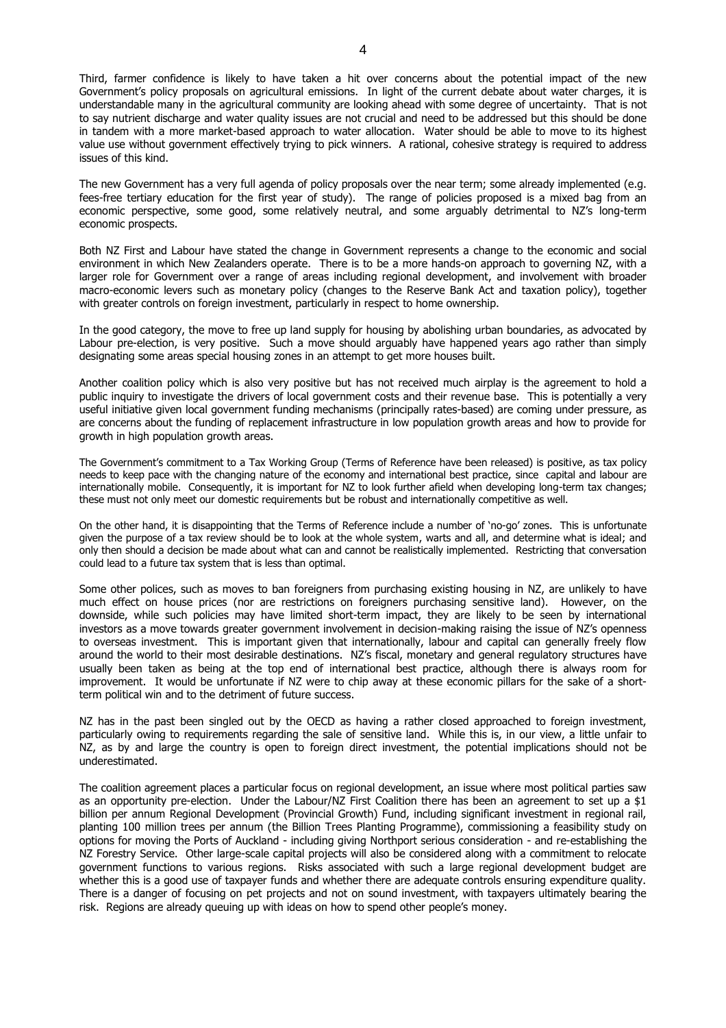Third, farmer confidence is likely to have taken a hit over concerns about the potential impact of the new Government's policy proposals on agricultural emissions. In light of the current debate about water charges, it is understandable many in the agricultural community are looking ahead with some degree of uncertainty. That is not to say nutrient discharge and water quality issues are not crucial and need to be addressed but this should be done in tandem with a more market-based approach to water allocation. Water should be able to move to its highest value use without government effectively trying to pick winners. A rational, cohesive strategy is required to address issues of this kind.

The new Government has a very full agenda of policy proposals over the near term; some already implemented (e.g. fees-free tertiary education for the first year of study). The range of policies proposed is a mixed bag from an economic perspective, some good, some relatively neutral, and some arguably detrimental to NZ's long-term economic prospects.

Both NZ First and Labour have stated the change in Government represents a change to the economic and social environment in which New Zealanders operate. There is to be a more hands-on approach to governing NZ, with a larger role for Government over a range of areas including regional development, and involvement with broader macro-economic levers such as monetary policy (changes to the Reserve Bank Act and taxation policy), together with greater controls on foreign investment, particularly in respect to home ownership.

In the good category, the move to free up land supply for housing by abolishing urban boundaries, as advocated by Labour pre-election, is very positive. Such a move should arguably have happened years ago rather than simply designating some areas special housing zones in an attempt to get more houses built.

Another coalition policy which is also very positive but has not received much airplay is the agreement to hold a public inquiry to investigate the drivers of local government costs and their revenue base. This is potentially a very useful initiative given local government funding mechanisms (principally rates-based) are coming under pressure, as are concerns about the funding of replacement infrastructure in low population growth areas and how to provide for growth in high population growth areas.

The Government's commitment to a Tax Working Group (Terms of Reference have been released) is positive, as tax policy needs to keep pace with the changing nature of the economy and international best practice, since capital and labour are internationally mobile. Consequently, it is important for NZ to look further afield when developing long-term tax changes; these must not only meet our domestic requirements but be robust and internationally competitive as well.

On the other hand, it is disappointing that the Terms of Reference include a number of 'no-go' zones. This is unfortunate given the purpose of a tax review should be to look at the whole system, warts and all, and determine what is ideal; and only then should a decision be made about what can and cannot be realistically implemented. Restricting that conversation could lead to a future tax system that is less than optimal.

Some other polices, such as moves to ban foreigners from purchasing existing housing in NZ, are unlikely to have much effect on house prices (nor are restrictions on foreigners purchasing sensitive land). However, on the downside, while such policies may have limited short-term impact, they are likely to be seen by international investors as a move towards greater government involvement in decision-making raising the issue of NZ's openness to overseas investment. This is important given that internationally, labour and capital can generally freely flow around the world to their most desirable destinations. NZ's fiscal, monetary and general regulatory structures have usually been taken as being at the top end of international best practice, although there is always room for improvement. It would be unfortunate if NZ were to chip away at these economic pillars for the sake of a short-term political win and to the detriment of future success.

NZ has in the past been singled out by the OECD as having a rather closed approached to foreign investment, particularly owing to requirements regarding the sale of sensitive land. While this is, in our view, a little unfair to NZ, as by and large the country is open to foreign direct investment, the potential implications should not be underestimated.

The coalition agreement places a particular focus on regional development, an issue where most political parties saw as an opportunity pre-election. Under the Labour/NZ First Coalition there has been an agreement to set up a $1 billion per annum Regional Development (Provincial Growth) Fund, including significant investment in regional rail, planting 100 million trees per annum (the Billion Trees Planting Programme), commissioning a feasibility study on options for moving the Ports of Auckland - including giving Northport serious consideration - and re-establishing the NZ Forestry Service. Other large-scale capital projects will also be considered along with a commitment to relocate government functions to various regions. Risks associated with such a large regional development budget are whether this is a good use of taxpayer funds and whether there are adequate controls ensuring expenditure quality. There is a danger of focusing on pet projects and not on sound investment, with taxpayers ultimately bearing the risk. Regions are already queuing up with ideas on how to spend other people's money.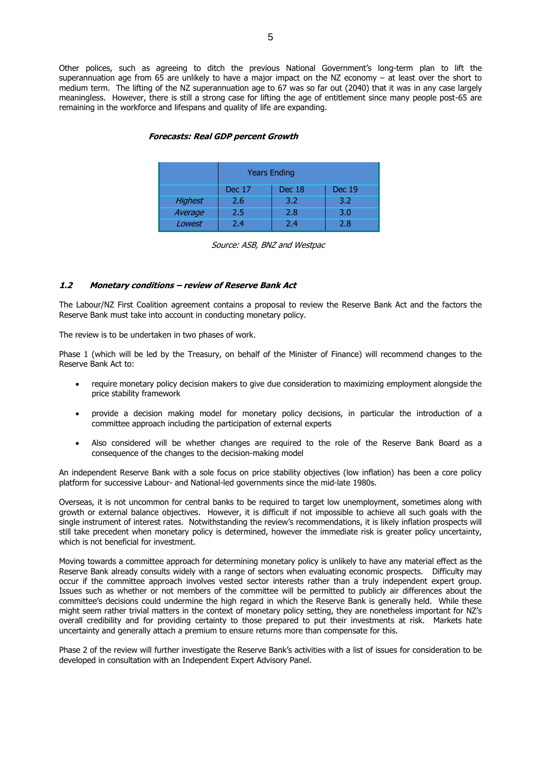Other polices, such as agreeing to ditch the previous National Government's long-term plan to lift the superannuation age from 65 are unlikely to have a major impact on the NZ economy – at least over the short to medium term. The lifting of the NZ superannuation age to 67 was so far out (2040) that it was in any case largely meaningless. However, there is still a strong case for lifting the age of entitlement since many people post-65 are remaining in the workforce and lifespans and quality of life are expanding.

***Forecasts: Real GDP percent Growth***

| | Years Ending | | |
|---|---|---|---|
| | Dec 17 | Dec 18 | Dec 19 |
| *Highest* | 2.6 | 3.2 | 3.2 |
| *Average* | 2.5 | 2.8 | 3.0 |
| *Lowest* | 2.4 | 2.4 | 2.8 |

*Source: ASB, BNZ and Westpac*

### ***1.2 Monetary conditions – review of Reserve Bank Act***

The Labour/NZ First Coalition agreement contains a proposal to review the Reserve Bank Act and the factors the Reserve Bank must take into account in conducting monetary policy.

The review is to be undertaken in two phases of work.

Phase 1 (which will be led by the Treasury, on behalf of the Minister of Finance) will recommend changes to the Reserve Bank Act to:

- require monetary policy decision makers to give due consideration to maximizing employment alongside the price stability framework
- provide a decision making model for monetary policy decisions, in particular the introduction of a committee approach including the participation of external experts
- Also considered will be whether changes are required to the role of the Reserve Bank Board as a consequence of the changes to the decision-making model

An independent Reserve Bank with a sole focus on price stability objectives (low inflation) has been a core policy platform for successive Labour- and National-led governments since the mid-late 1980s.

Overseas, it is not uncommon for central banks to be required to target low unemployment, sometimes along with growth or external balance objectives. However, it is difficult if not impossible to achieve all such goals with the single instrument of interest rates. Notwithstanding the review's recommendations, it is likely inflation prospects will still take precedent when monetary policy is determined, however the immediate risk is greater policy uncertainty, which is not beneficial for investment.

Moving towards a committee approach for determining monetary policy is unlikely to have any material effect as the Reserve Bank already consults widely with a range of sectors when evaluating economic prospects. Difficulty may occur if the committee approach involves vested sector interests rather than a truly independent expert group. Issues such as whether or not members of the committee will be permitted to publicly air differences about the committee's decisions could undermine the high regard in which the Reserve Bank is generally held. While these might seem rather trivial matters in the context of monetary policy setting, they are nonetheless important for NZ's overall credibility and for providing certainty to those prepared to put their investments at risk. Markets hate uncertainty and generally attach a premium to ensure returns more than compensate for this.

Phase 2 of the review will further investigate the Reserve Bank's activities with a list of issues for consideration to be developed in consultation with an Independent Expert Advisory Panel.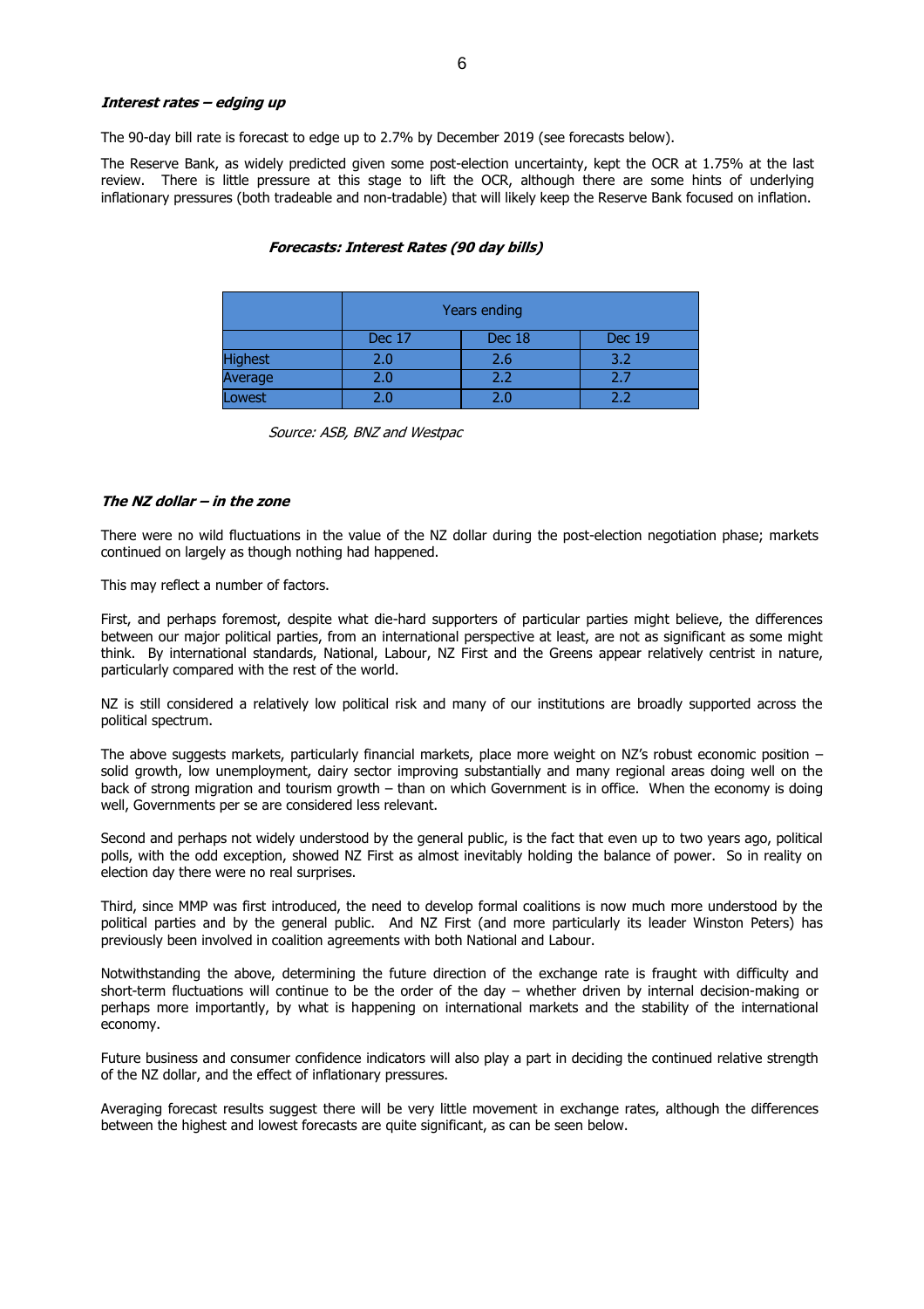***Interest rates – edging up***

The 90-day bill rate is forecast to edge up to 2.7% by December 2019 (see forecasts below).

The Reserve Bank, as widely predicted given some post-election uncertainty, kept the OCR at 1.75% at the last review. There is little pressure at this stage to lift the OCR, although there are some hints of underlying inflationary pressures (both tradeable and non-tradable) that will likely keep the Reserve Bank focused on inflation.

***Forecasts: Interest Rates (90 day bills)***

| | Years ending | | |
|---|---|---|---|
| | Dec 17 | Dec 18 | Dec 19 |
| Highest | 2.0 | 2.6 | 3.2 |
| Average | 2.0 | 2.2 | 2.7 |
| Lowest | 2.0 | 2.0 | 2.2 |

*Source: ASB, BNZ and Westpac*

***The NZ dollar – in the zone***

There were no wild fluctuations in the value of the NZ dollar during the post-election negotiation phase; markets continued on largely as though nothing had happened.

This may reflect a number of factors.

First, and perhaps foremost, despite what die-hard supporters of particular parties might believe, the differences between our major political parties, from an international perspective at least, are not as significant as some might think. By international standards, National, Labour, NZ First and the Greens appear relatively centrist in nature, particularly compared with the rest of the world.

NZ is still considered a relatively low political risk and many of our institutions are broadly supported across the political spectrum.

The above suggests markets, particularly financial markets, place more weight on NZ's robust economic position – solid growth, low unemployment, dairy sector improving substantially and many regional areas doing well on the back of strong migration and tourism growth – than on which Government is in office. When the economy is doing well, Governments per se are considered less relevant.

Second and perhaps not widely understood by the general public, is the fact that even up to two years ago, political polls, with the odd exception, showed NZ First as almost inevitably holding the balance of power. So in reality on election day there were no real surprises.

Third, since MMP was first introduced, the need to develop formal coalitions is now much more understood by the political parties and by the general public. And NZ First (and more particularly its leader Winston Peters) has previously been involved in coalition agreements with both National and Labour.

Notwithstanding the above, determining the future direction of the exchange rate is fraught with difficulty and short-term fluctuations will continue to be the order of the day – whether driven by internal decision-making or perhaps more importantly, by what is happening on international markets and the stability of the international economy.

Future business and consumer confidence indicators will also play a part in deciding the continued relative strength of the NZ dollar, and the effect of inflationary pressures.

Averaging forecast results suggest there will be very little movement in exchange rates, although the differences between the highest and lowest forecasts are quite significant, as can be seen below.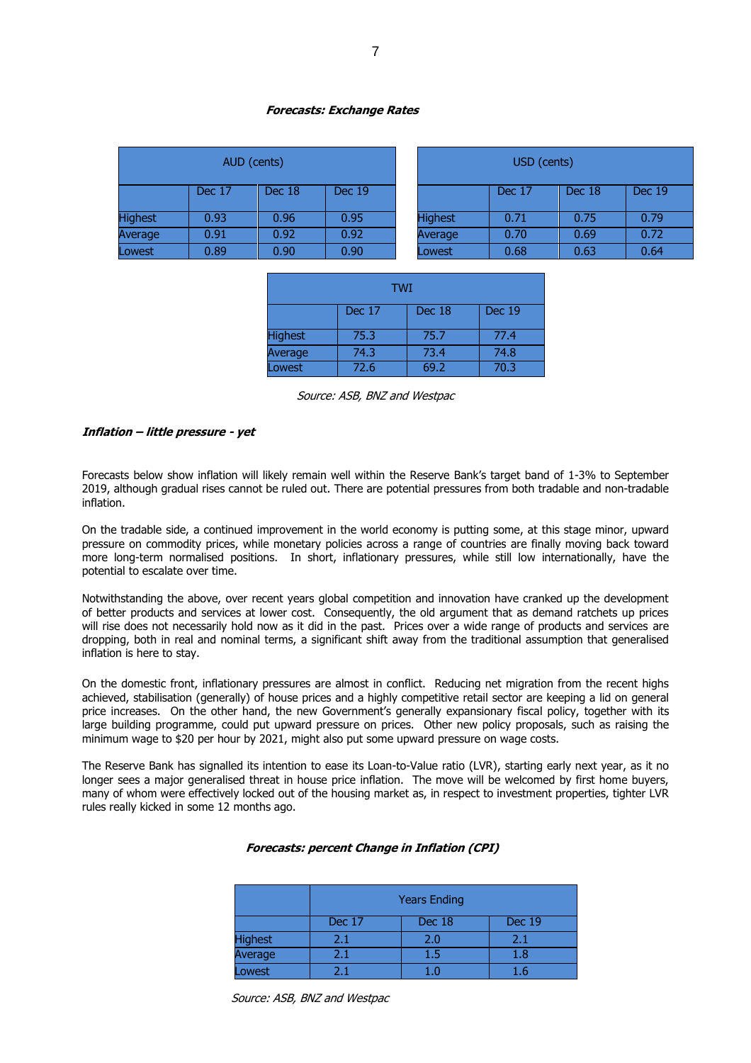***Forecasts: Exchange Rates***

| AUD (cents) | | | |
|---|---|---|---|
| | Dec 17 | Dec 18 | Dec 19 |
| Highest | 0.93 | 0.96 | 0.95 |
| Average | 0.91 | 0.92 | 0.92 |
| Lowest | 0.89 | 0.90 | 0.90 |

| USD (cents) | | | |
|---|---|---|---|
| | Dec 17 | Dec 18 | Dec 19 |
| Highest | 0.71 | 0.75 | 0.79 |
| Average | 0.70 | 0.69 | 0.72 |
| Lowest | 0.68 | 0.63 | 0.64 |

| TWI | | | |
|---|---|---|---|
| | Dec 17 | Dec 18 | Dec 19 |
| Highest | 75.3 | 75.7 | 77.4 |
| Average | 74.3 | 73.4 | 74.8 |
| Lowest | 72.6 | 69.2 | 70.3 |

*Source: ASB, BNZ and Westpac*

***Inflation – little pressure - yet***

Forecasts below show inflation will likely remain well within the Reserve Bank's target band of 1-3% to September 2019, although gradual rises cannot be ruled out. There are potential pressures from both tradable and non-tradable inflation.

On the tradable side, a continued improvement in the world economy is putting some, at this stage minor, upward pressure on commodity prices, while monetary policies across a range of countries are finally moving back toward more long-term normalised positions. In short, inflationary pressures, while still low internationally, have the potential to escalate over time.

Notwithstanding the above, over recent years global competition and innovation have cranked up the development of better products and services at lower cost. Consequently, the old argument that as demand ratchets up prices will rise does not necessarily hold now as it did in the past. Prices over a wide range of products and services are dropping, both in real and nominal terms, a significant shift away from the traditional assumption that generalised inflation is here to stay.

On the domestic front, inflationary pressures are almost in conflict. Reducing net migration from the recent highs achieved, stabilisation (generally) of house prices and a highly competitive retail sector are keeping a lid on general price increases. On the other hand, the new Government's generally expansionary fiscal policy, together with its large building programme, could put upward pressure on prices. Other new policy proposals, such as raising the minimum wage to $20 per hour by 2021, might also put some upward pressure on wage costs.

The Reserve Bank has signalled its intention to ease its Loan-to-Value ratio (LVR), starting early next year, as it no longer sees a major generalised threat in house price inflation. The move will be welcomed by first home buyers, many of whom were effectively locked out of the housing market as, in respect to investment properties, tighter LVR rules really kicked in some 12 months ago.

***Forecasts: percent Change in Inflation (CPI)***

| | Years Ending | | |
|---|---|---|---|
| | Dec 17 | Dec 18 | Dec 19 |
| Highest | 2.1 | 2.0 | 2.1 |
| Average | 2.1 | 1.5 | 1.8 |
| Lowest | 2.1 | 1.0 | 1.6 |

*Source: ASB, BNZ and Westpac*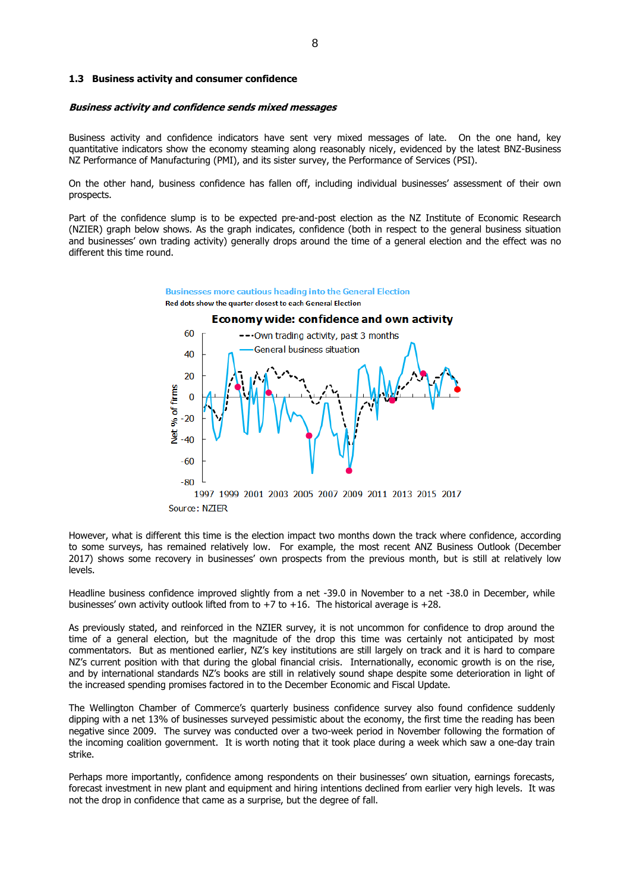### 1.3 Business activity and consumer confidence

***Business activity and confidence sends mixed messages***

Business activity and confidence indicators have sent very mixed messages of late. On the one hand, key quantitative indicators show the economy steaming along reasonably nicely, evidenced by the latest BNZ-Business NZ Performance of Manufacturing (PMI), and its sister survey, the Performance of Services (PSI).

On the other hand, business confidence has fallen off, including individual businesses' assessment of their own prospects.

Part of the confidence slump is to be expected pre-and-post election as the NZ Institute of Economic Research (NZIER) graph below shows. As the graph indicates, confidence (both in respect to the general business situation and businesses' own trading activity) generally drops around the time of a general election and the effect was no different this time round.

Businesses more cautious heading into the General Election

Red dots show the quarter closest to each General Election

Economy wide: confidence and own activity

Source: NZIER

However, what is different this time is the election impact two months down the track where confidence, according to some surveys, has remained relatively low. For example, the most recent ANZ Business Outlook (December 2017) shows some recovery in businesses' own prospects from the previous month, but is still at relatively low levels.

Headline business confidence improved slightly from a net -39.0 in November to a net -38.0 in December, while businesses' own activity outlook lifted from to +7 to +16. The historical average is +28.

As previously stated, and reinforced in the NZIER survey, it is not uncommon for confidence to drop around the time of a general election, but the magnitude of the drop this time was certainly not anticipated by most commentators. But as mentioned earlier, NZ's key institutions are still largely on track and it is hard to compare NZ's current position with that during the global financial crisis. Internationally, economic growth is on the rise, and by international standards NZ's books are still in relatively sound shape despite some deterioration in light of the increased spending promises factored in to the December Economic and Fiscal Update.

The Wellington Chamber of Commerce's quarterly business confidence survey also found confidence suddenly dipping with a net 13% of businesses surveyed pessimistic about the economy, the first time the reading has been negative since 2009. The survey was conducted over a two-week period in November following the formation of the incoming coalition government. It is worth noting that it took place during a week which saw a one-day train strike.

Perhaps more importantly, confidence among respondents on their businesses' own situation, earnings forecasts, forecast investment in new plant and equipment and hiring intentions declined from earlier very high levels. It was not the drop in confidence that came as a surprise, but the degree of fall.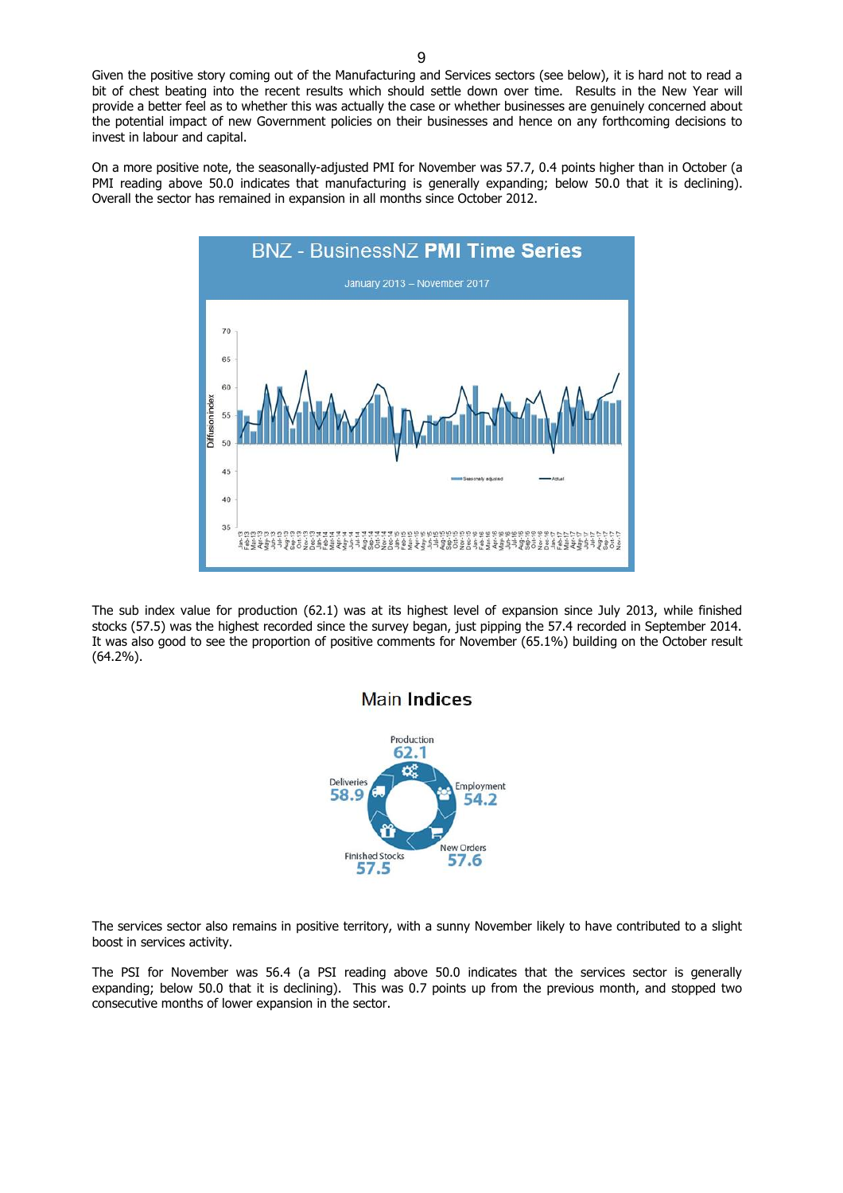Given the positive story coming out of the Manufacturing and Services sectors (see below), it is hard not to read a bit of chest beating into the recent results which should settle down over time. Results in the New Year will provide a better feel as to whether this was actually the case or whether businesses are genuinely concerned about the potential impact of new Government policies on their businesses and hence on any forthcoming decisions to invest in labour and capital.

On a more positive note, the seasonally-adjusted PMI for November was 57.7, 0.4 points higher than in October (a PMI reading above 50.0 indicates that manufacturing is generally expanding; below 50.0 that it is declining). Overall the sector has remained in expansion in all months since October 2012.

The sub index value for production (62.1) was at its highest level of expansion since July 2013, while finished stocks (57.5) was the highest recorded since the survey began, just pipping the 57.4 recorded in September 2014. It was also good to see the proportion of positive comments for November (65.1%) building on the October result (64.2%).

## Main Indices

| Index | Value |
|---|---|
| Production | 62.1 |
| Employment | 54.2 |
| New Orders | 57.6 |
| Finished Stocks | 57.5 |
| Deliveries | 58.9 |

The services sector also remains in positive territory, with a sunny November likely to have contributed to a slight boost in services activity.

The PSI for November was 56.4 (a PSI reading above 50.0 indicates that the services sector is generally expanding; below 50.0 that it is declining). This was 0.7 points up from the previous month, and stopped two consecutive months of lower expansion in the sector.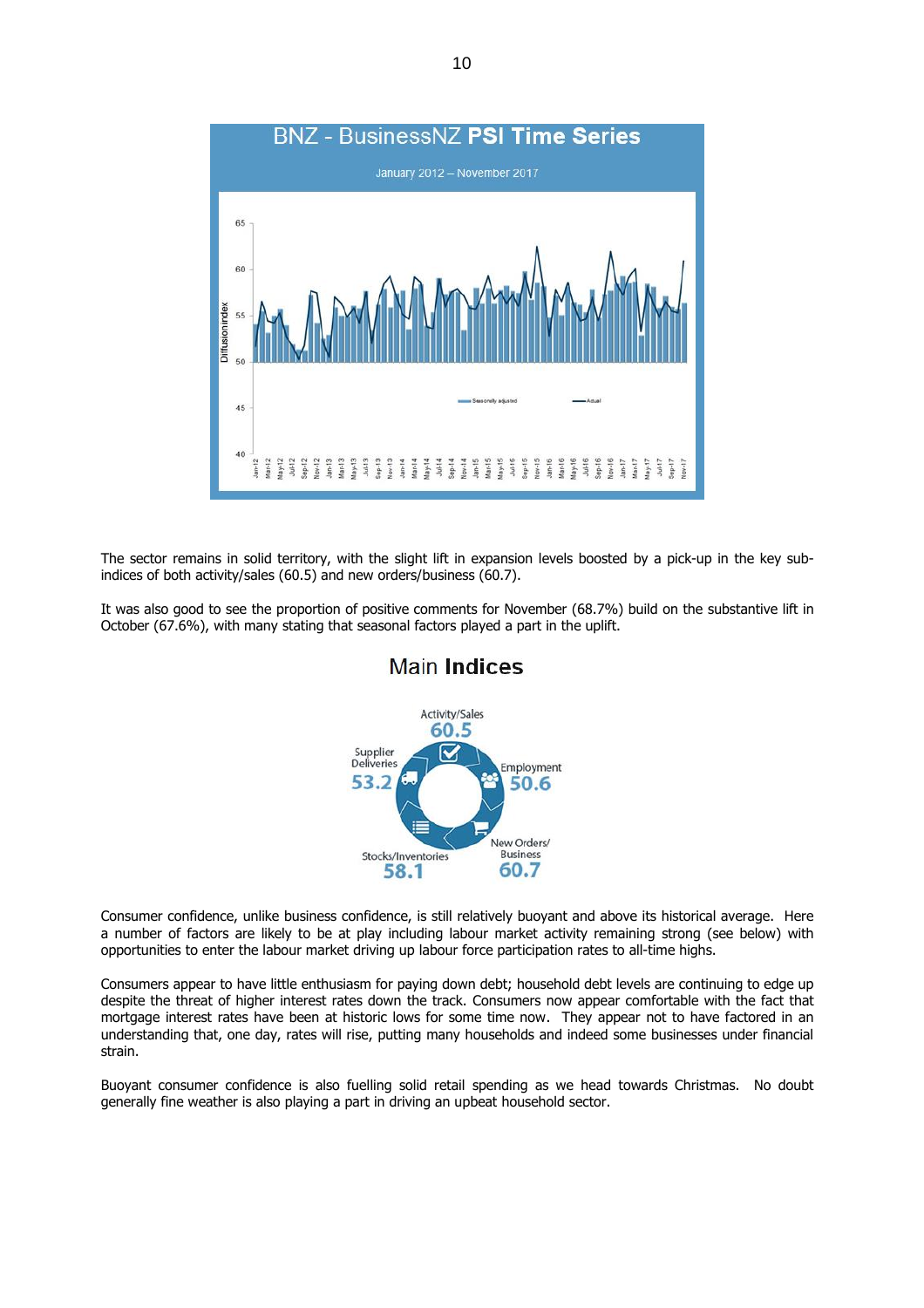## BNZ - BusinessNZ **PSI Time Series**

January 2012 – November 2017

The sector remains in solid territory, with the slight lift in expansion levels boosted by a pick-up in the key sub-indices of both activity/sales (60.5) and new orders/business (60.7).

It was also good to see the proportion of positive comments for November (68.7%) build on the substantive lift in October (67.6%), with many stating that seasonal factors played a part in the uplift.

## Main **Indices**

| Index | Value |
|---|---|
| Activity/Sales | 60.5 |
| Employment | 50.6 |
| New Orders/Business | 60.7 |
| Stocks/Inventories | 58.1 |
| Supplier Deliveries | 53.2 |

Consumer confidence, unlike business confidence, is still relatively buoyant and above its historical average. Here a number of factors are likely to be at play including labour market activity remaining strong (see below) with opportunities to enter the labour market driving up labour force participation rates to all-time highs.

Consumers appear to have little enthusiasm for paying down debt; household debt levels are continuing to edge up despite the threat of higher interest rates down the track. Consumers now appear comfortable with the fact that mortgage interest rates have been at historic lows for some time now. They appear not to have factored in an understanding that, one day, rates will rise, putting many households and indeed some businesses under financial strain.

Buoyant consumer confidence is also fuelling solid retail spending as we head towards Christmas. No doubt generally fine weather is also playing a part in driving an upbeat household sector.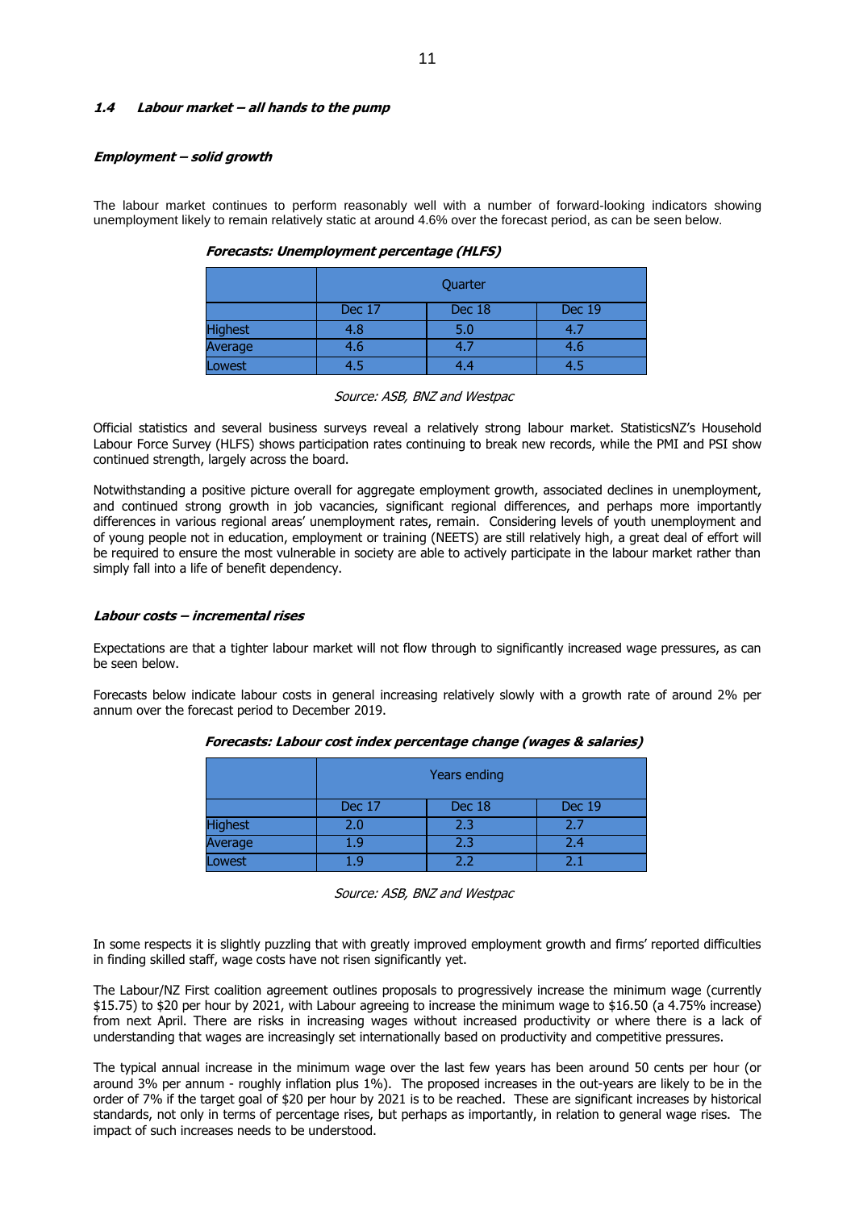### *1.4 Labour market – all hands to the pump*

#### *Employment – solid growth*

The labour market continues to perform reasonably well with a number of forward-looking indicators showing unemployment likely to remain relatively static at around 4.6% over the forecast period, as can be seen below.

***Forecasts: Unemployment percentage (HLFS)***

| | Quarter | | |
|---|---|---|---|
| | Dec 17 | Dec 18 | Dec 19 |
| Highest | 4.8 | 5.0 | 4.7 |
| Average | 4.6 | 4.7 | 4.6 |
| Lowest | 4.5 | 4.4 | 4.5 |

*Source: ASB, BNZ and Westpac*

Official statistics and several business surveys reveal a relatively strong labour market. StatisticsNZ's Household Labour Force Survey (HLFS) shows participation rates continuing to break new records, while the PMI and PSI show continued strength, largely across the board.

Notwithstanding a positive picture overall for aggregate employment growth, associated declines in unemployment, and continued strong growth in job vacancies, significant regional differences, and perhaps more importantly differences in various regional areas' unemployment rates, remain. Considering levels of youth unemployment and of young people not in education, employment or training (NEETS) are still relatively high, a great deal of effort will be required to ensure the most vulnerable in society are able to actively participate in the labour market rather than simply fall into a life of benefit dependency.

#### *Labour costs – incremental rises*

Expectations are that a tighter labour market will not flow through to significantly increased wage pressures, as can be seen below.

Forecasts below indicate labour costs in general increasing relatively slowly with a growth rate of around 2% per annum over the forecast period to December 2019.

***Forecasts: Labour cost index percentage change (wages & salaries)***

| | Years ending | | |
|---|---|---|---|
| | Dec 17 | Dec 18 | Dec 19 |
| Highest | 2.0 | 2.3 | 2.7 |
| Average | 1.9 | 2.3 | 2.4 |
| Lowest | 1.9 | 2.2 | 2.1 |

*Source: ASB, BNZ and Westpac*

In some respects it is slightly puzzling that with greatly improved employment growth and firms' reported difficulties in finding skilled staff, wage costs have not risen significantly yet.

The Labour/NZ First coalition agreement outlines proposals to progressively increase the minimum wage (currently $15.75) to $20 per hour by 2021, with Labour agreeing to increase the minimum wage to $16.50 (a 4.75% increase) from next April. There are risks in increasing wages without increased productivity or where there is a lack of understanding that wages are increasingly set internationally based on productivity and competitive pressures.

The typical annual increase in the minimum wage over the last few years has been around 50 cents per hour (or around 3% per annum - roughly inflation plus 1%). The proposed increases in the out-years are likely to be in the order of 7% if the target goal of $20 per hour by 2021 is to be reached. These are significant increases by historical standards, not only in terms of percentage rises, but perhaps as importantly, in relation to general wage rises. The impact of such increases needs to be understood.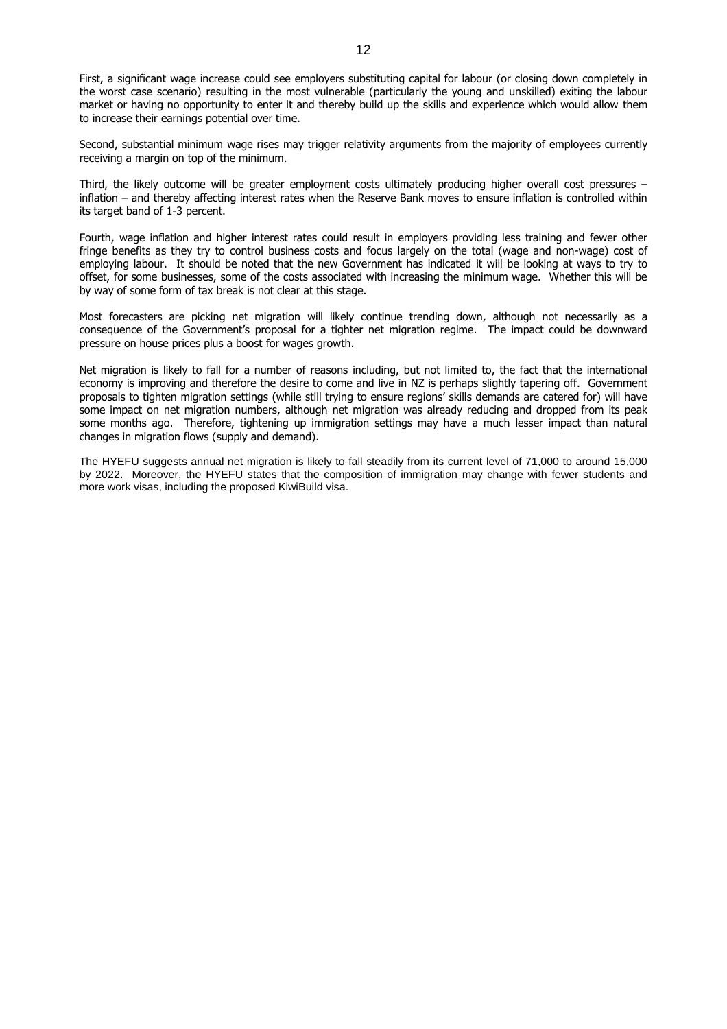First, a significant wage increase could see employers substituting capital for labour (or closing down completely in the worst case scenario) resulting in the most vulnerable (particularly the young and unskilled) exiting the labour market or having no opportunity to enter it and thereby build up the skills and experience which would allow them to increase their earnings potential over time.

Second, substantial minimum wage rises may trigger relativity arguments from the majority of employees currently receiving a margin on top of the minimum.

Third, the likely outcome will be greater employment costs ultimately producing higher overall cost pressures – inflation – and thereby affecting interest rates when the Reserve Bank moves to ensure inflation is controlled within its target band of 1-3 percent.

Fourth, wage inflation and higher interest rates could result in employers providing less training and fewer other fringe benefits as they try to control business costs and focus largely on the total (wage and non-wage) cost of employing labour. It should be noted that the new Government has indicated it will be looking at ways to try to offset, for some businesses, some of the costs associated with increasing the minimum wage. Whether this will be by way of some form of tax break is not clear at this stage.

Most forecasters are picking net migration will likely continue trending down, although not necessarily as a consequence of the Government's proposal for a tighter net migration regime. The impact could be downward pressure on house prices plus a boost for wages growth.

Net migration is likely to fall for a number of reasons including, but not limited to, the fact that the international economy is improving and therefore the desire to come and live in NZ is perhaps slightly tapering off. Government proposals to tighten migration settings (while still trying to ensure regions' skills demands are catered for) will have some impact on net migration numbers, although net migration was already reducing and dropped from its peak some months ago. Therefore, tightening up immigration settings may have a much lesser impact than natural changes in migration flows (supply and demand).

The HYEFU suggests annual net migration is likely to fall steadily from its current level of 71,000 to around 15,000 by 2022. Moreover, the HYEFU states that the composition of immigration may change with fewer students and more work visas, including the proposed KiwiBuild visa.